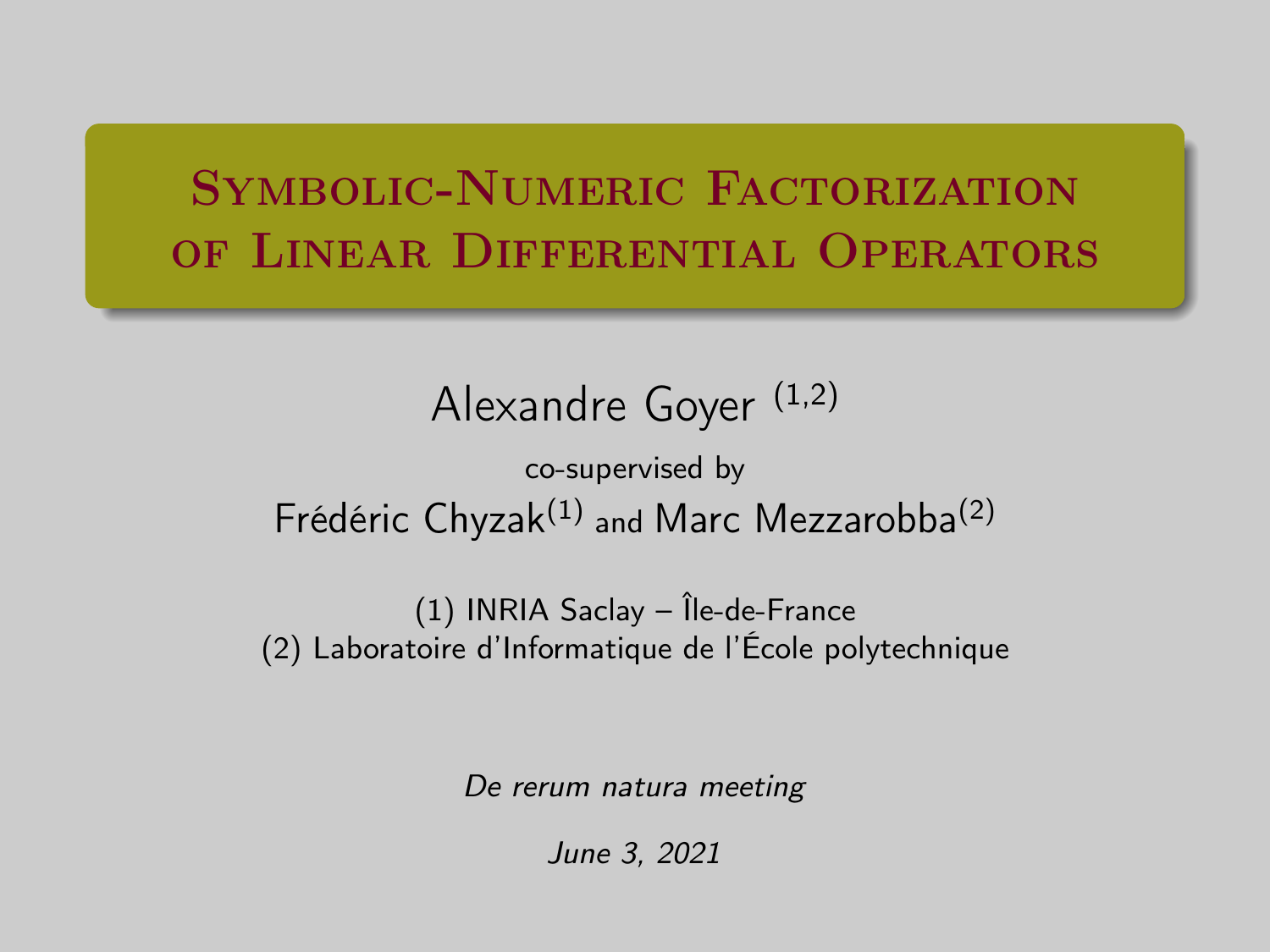# Symbolic-Numeric Factorization of Linear Differential Operators

Alexandre Goyer [1,2]

co-supervised by

Frédéric Chyzak[1] and Marc Mezzarobba[2]

(1) INRIA Saclay – Île-de-France
(2) Laboratoire d'Informatique de l'École polytechnique

*De rerum natura meeting*

*June 3, 2021*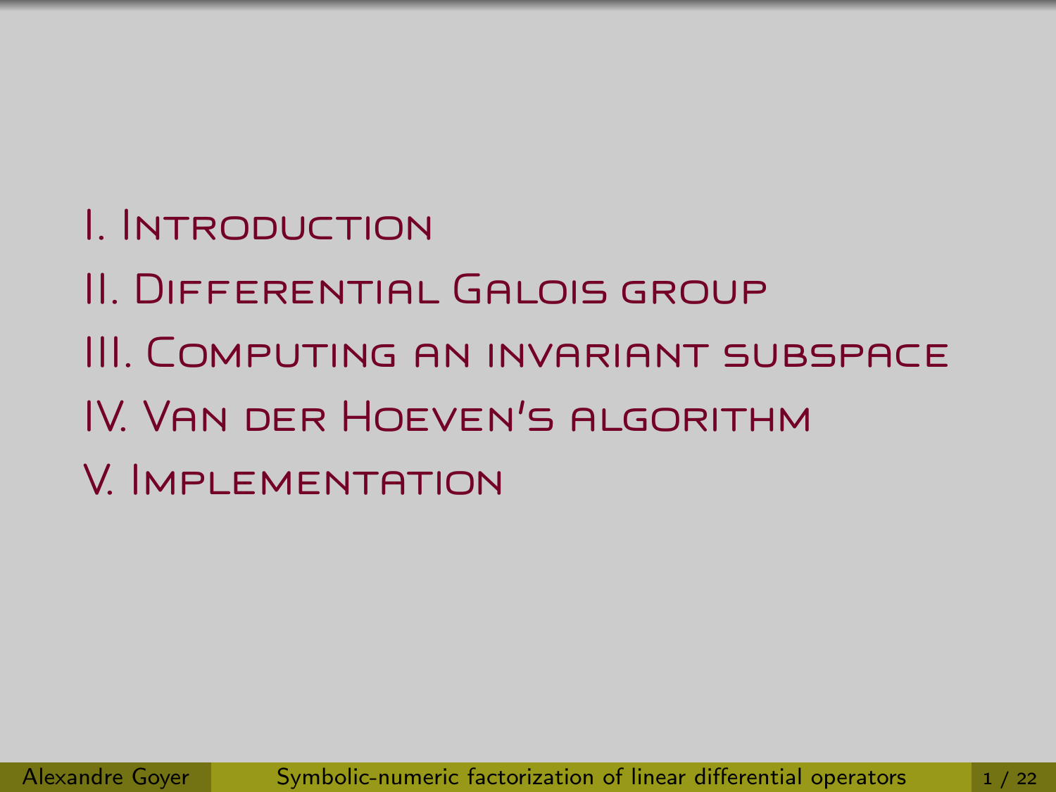I. Introduction

II. Differential Galois group

III. Computing an invariant subspace

IV. Van der Hoeven's algorithm

V. Implementation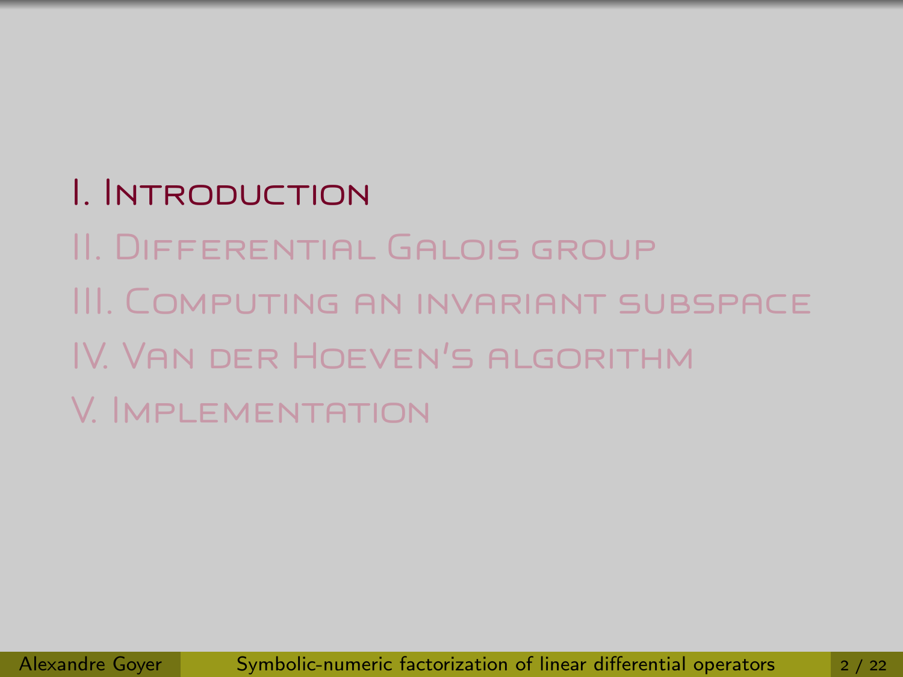I. Introduction

II. Differential Galois group

III. Computing an invariant subspace

IV. Van der Hoeven's algorithm

V. Implementation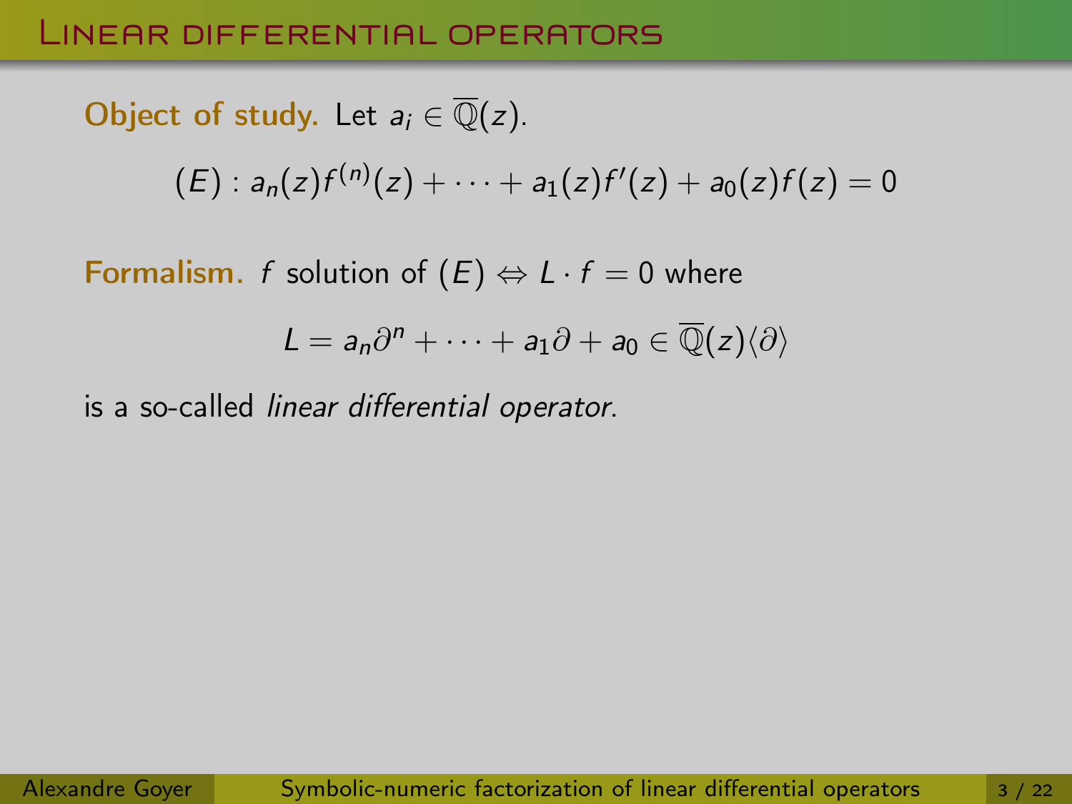# Linear differential operators

**Object of study.** Let $a_i \in \overline{\mathbb{Q}}(z)$.

$$(E) : a_n(z)f^{(n)}(z) + \cdots + a_1(z)f'(z) + a_0(z)f(z) = 0$$

**Formalism.** $f$ solution of $(E) \Leftrightarrow L \cdot f = 0$ where

$$L = a_n\partial^n + \cdots + a_1\partial + a_0 \in \overline{\mathbb{Q}}(z)\langle\partial\rangle$$

is a so-called *linear differential operator*.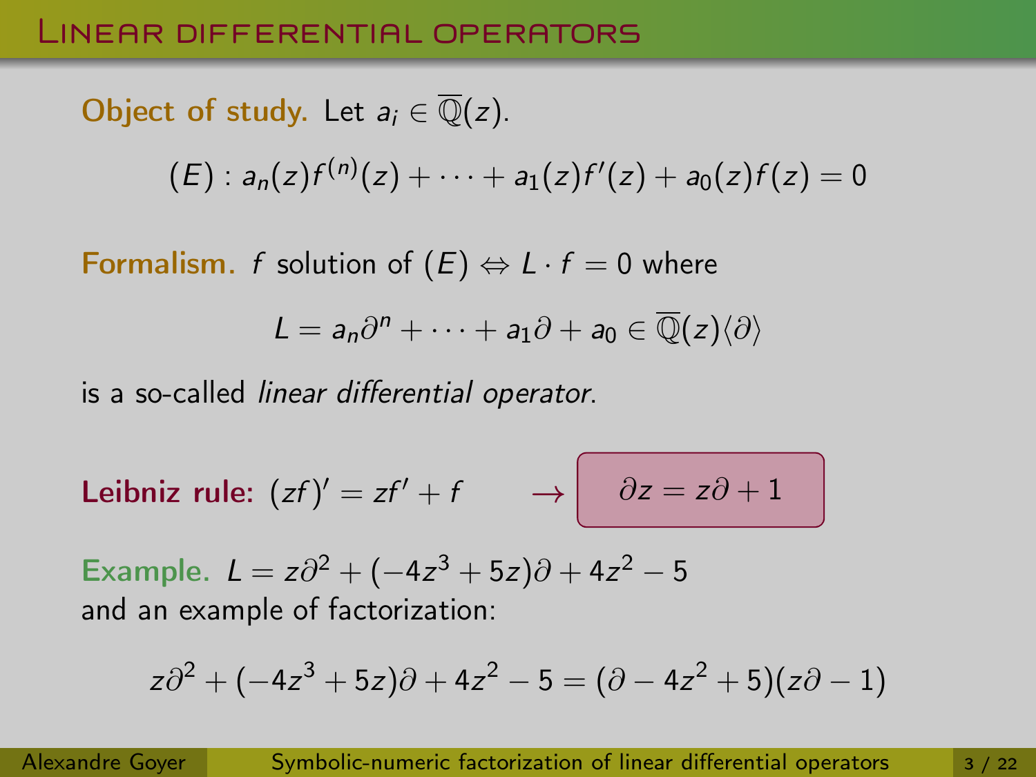# Linear differential operators

**Object of study.** Let $a_i \in \overline{\mathbb{Q}}(z)$.

$$(E) : a_n(z)f^{(n)}(z) + \cdots + a_1(z)f'(z) + a_0(z)f(z) = 0$$

**Formalism.** $f$ solution of $(E) \Leftrightarrow L \cdot f = 0$ where

$$L = a_n\partial^n + \cdots + a_1\partial + a_0 \in \overline{\mathbb{Q}}(z)\langle\partial\rangle$$

is a so-called *linear differential operator*.

**Leibniz rule:** $(zf)' = zf' + f \quad \rightarrow \quad \partial z = z\partial + 1$

**Example.** $L = z\partial^2 + (-4z^3 + 5z)\partial + 4z^2 - 5$
and an example of factorization:

$$z\partial^2 + (-4z^3 + 5z)\partial + 4z^2 - 5 = (\partial - 4z^2 + 5)(z\partial - 1)$$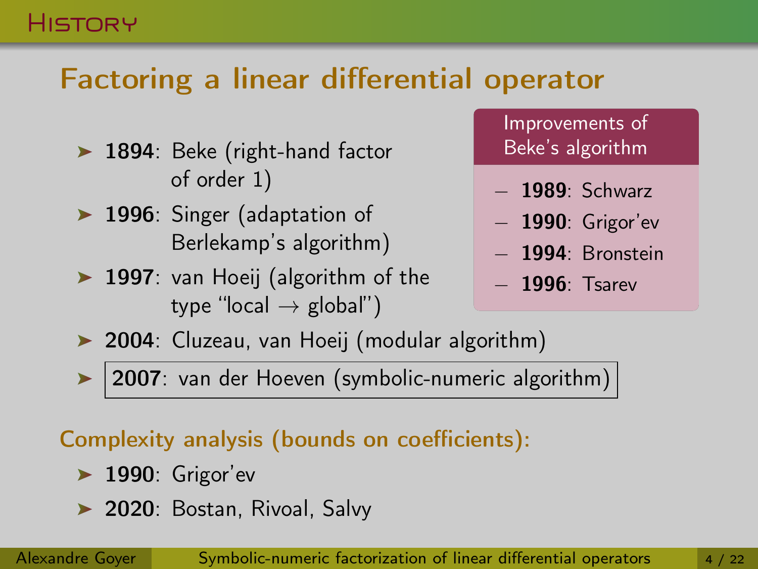## Factoring a linear differential operator

- **1894**: Beke (right-hand factor of order 1)
- **1996**: Singer (adaptation of Berlekamp's algorithm)
- **1997**: van Hoeij (algorithm of the type "local $\to$ global")
- **2004**: Cluzeau, van Hoeij (modular algorithm)
- **2007**: van der Hoeven (symbolic-numeric algorithm)

**Improvements of Beke's algorithm**

- **1989**: Schwarz
- **1990**: Grigor'ev
- **1994**: Bronstein
- **1996**: Tsarev

### Complexity analysis (bounds on coefficients):

- **1990**: Grigor'ev
- **2020**: Bostan, Rivoal, Salvy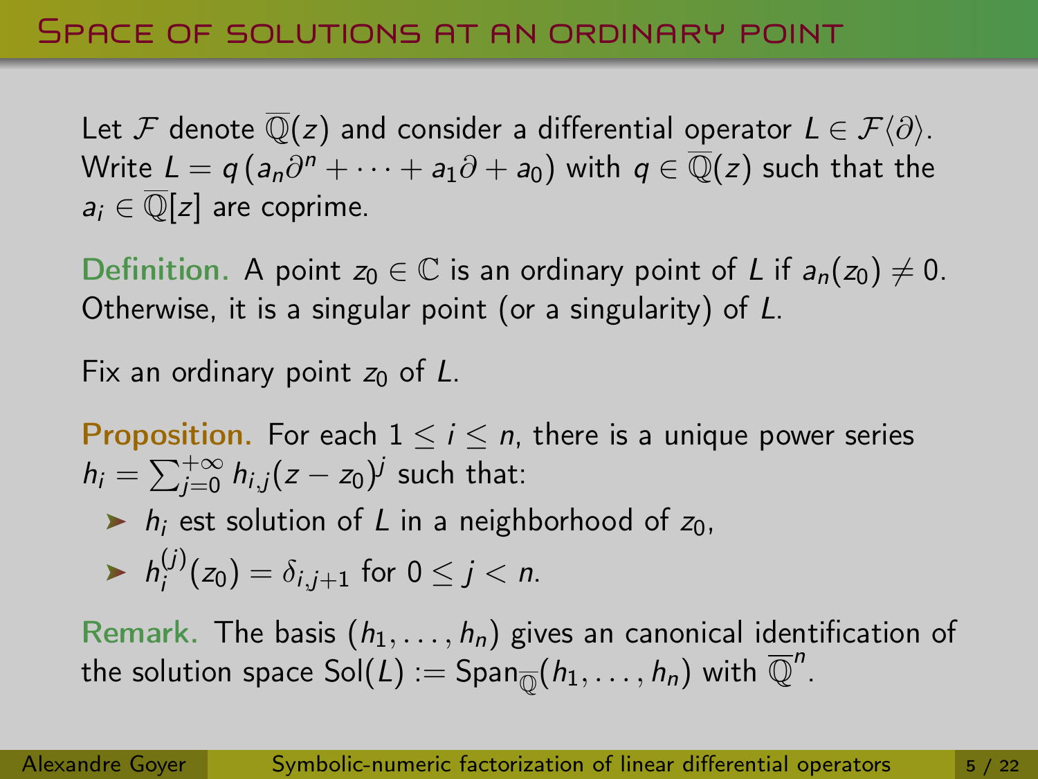## Space of solutions at an ordinary point

Let $\mathcal{F}$ denote $\overline{\mathbb{Q}}(z)$ and consider a differential operator $L \in \mathcal{F}\langle\partial\rangle$. Write $L = q\,(a_n\partial^n + \cdots + a_1\partial + a_0)$ with $q \in \overline{\mathbb{Q}}(z)$ such that the $a_i \in \overline{\mathbb{Q}}[z]$ are coprime.

**Definition.** A point $z_0 \in \mathbb{C}$ is an ordinary point of $L$ if $a_n(z_0) \neq 0$. Otherwise, it is a singular point (or a singularity) of $L$.

Fix an ordinary point $z_0$ of $L$.

**Proposition.** For each $1 \leq i \leq n$, there is a unique power series $h_i = \sum_{j=0}^{+\infty} h_{i,j}(z - z_0)^j$ such that:

- $h_i$ est solution of $L$ in a neighborhood of $z_0$,
- $h_i^{(j)}(z_0) = \delta_{i,j+1}$ for $0 \leq j < n$.

**Remark.** The basis $(h_1, \ldots, h_n)$ gives an canonical identification of the solution space $\mathrm{Sol}(L) := \mathrm{Span}_{\overline{\mathbb{Q}}}(h_1, \ldots, h_n)$ with $\overline{\mathbb{Q}}^n$.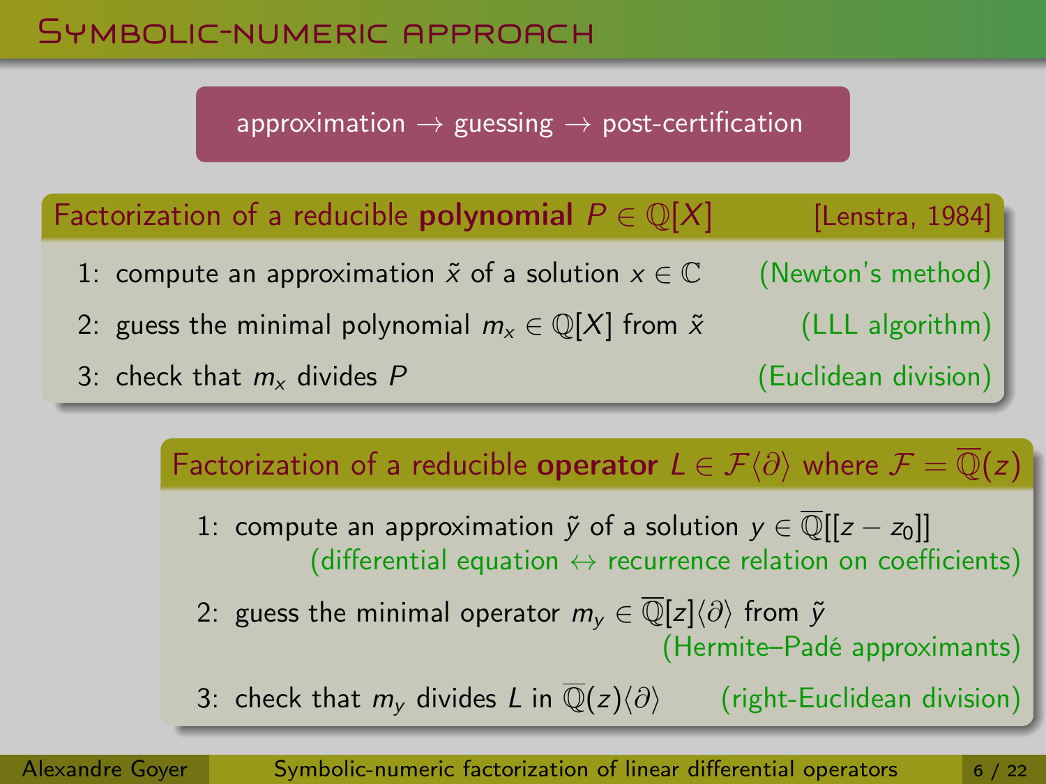# Symbolic-numeric approach

**approximation → guessing → post-certification**

## Factorization of a reducible **polynomial** $P \in \mathbb{Q}[X]$ [Lenstra, 1984]

1: compute an approximation $\tilde{x}$ of a solution $x \in \mathbb{C}$ (Newton's method)

2: guess the minimal polynomial $m_x \in \mathbb{Q}[X]$ from $\tilde{x}$ (LLL algorithm)

3: check that $m_x$ divides $P$ (Euclidean division)

## Factorization of a reducible **operator** $L \in \mathcal{F}\langle\partial\rangle$ where $\mathcal{F} = \overline{\mathbb{Q}}(z)$

1: compute an approximation $\tilde{y}$ of a solution $y \in \overline{\mathbb{Q}}[[z - z_0]]$
(differential equation ↔ recurrence relation on coefficients)

2: guess the minimal operator $m_y \in \overline{\mathbb{Q}}[z]\langle\partial\rangle$ from $\tilde{y}$
(Hermite–Padé approximants)

3: check that $m_y$ divides $L$ in $\overline{\mathbb{Q}}(z)\langle\partial\rangle$ (right-Euclidean division)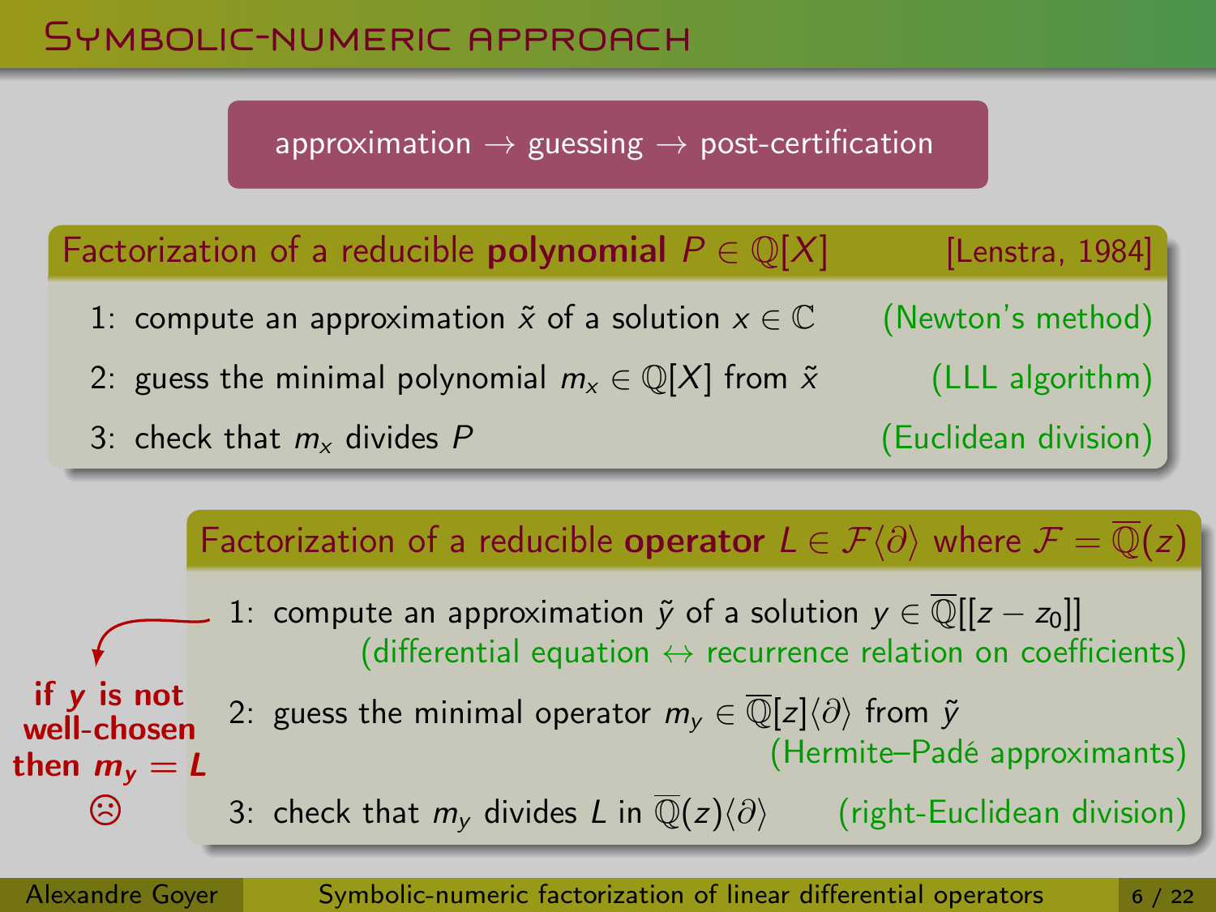# Symbolic-numeric approach

**approximation → guessing → post-certification**

## Factorization of a reducible **polynomial** $P \in \mathbb{Q}[X]$ [Lenstra, 1984]

1: compute an approximation $\tilde{x}$ of a solution $x \in \mathbb{C}$ (Newton's method)

2: guess the minimal polynomial $m_x \in \mathbb{Q}[X]$ from $\tilde{x}$ (LLL algorithm)

3: check that $m_x$ divides $P$ (Euclidean division)

## Factorization of a reducible **operator** $L \in \mathcal{F}\langle\partial\rangle$ where $\mathcal{F} = \overline{\mathbb{Q}}(z)$

1: compute an approximation $\tilde{y}$ of a solution $y \in \overline{\mathbb{Q}}[[z - z_0]]$ (differential equation ↔ recurrence relation on coefficients)

2: guess the minimal operator $m_y \in \overline{\mathbb{Q}}[z]\langle\partial\rangle$ from $\tilde{y}$ (Hermite–Padé approximants)

3: check that $m_y$ divides $L$ in $\overline{\mathbb{Q}}(z)\langle\partial\rangle$ (right-Euclidean division)

**if $y$ is not well-chosen then $m_y = L$** ☹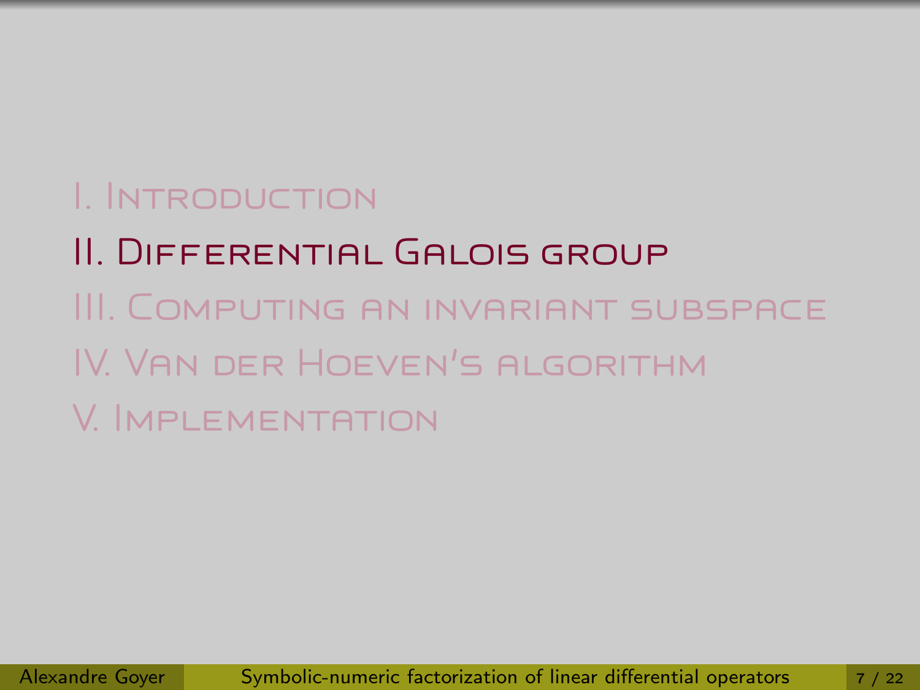I. Introduction

## II. Differential Galois group

III. Computing an invariant subspace

IV. Van der Hoeven's algorithm

V. Implementation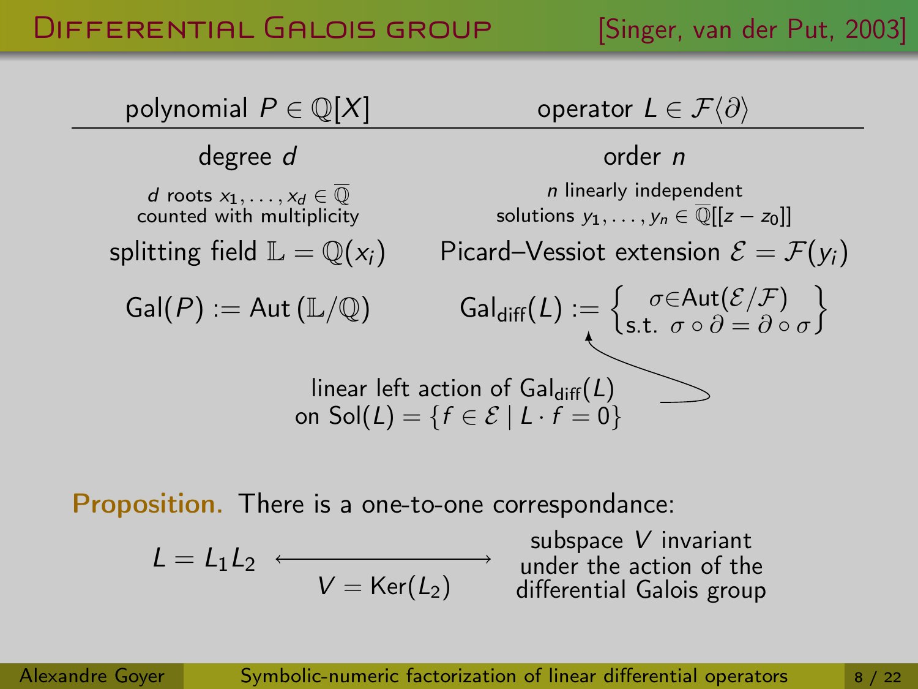# Differential Galois group [Singer, van der Put, 2003]

| polynomial $P \in \mathbb{Q}[X]$ | operator $L \in \mathcal{F}\langle\partial\rangle$ |
|---|---|
| degree $d$ | order $n$ |
| $d$ roots $x_1, \ldots, x_d \in \overline{\mathbb{Q}}$ counted with multiplicity | $n$ linearly independent solutions $y_1, \ldots, y_n \in \overline{\mathbb{Q}}[[z - z_0]]$ |
| splitting field $\mathbb{L} = \mathbb{Q}(x_i)$ | Picard–Vessiot extension $\mathcal{E} = \mathcal{F}(y_i)$ |
| $\mathrm{Gal}(P) := \mathrm{Aut}(\mathbb{L}/\mathbb{Q})$ | $\mathrm{Gal}_{\mathrm{diff}}(L) := \left\{ \begin{array}{c} \sigma \in \mathrm{Aut}(\mathcal{E}/\mathcal{F}) \\ \text{s.t. } \sigma \circ \partial = \partial \circ \sigma \end{array} \right\}$ |

linear left action of $\mathrm{Gal}_{\mathrm{diff}}(L)$ on $\mathrm{Sol}(L) = \{f \in \mathcal{E} \mid L \cdot f = 0\}$

**Proposition.** There is a one-to-one correspondance:

$$L = L_1 L_2 \quad \longleftrightarrow \quad \text{subspace } V \text{ invariant under the action of the differential Galois group}$$

$$V = \mathrm{Ker}(L_2)$$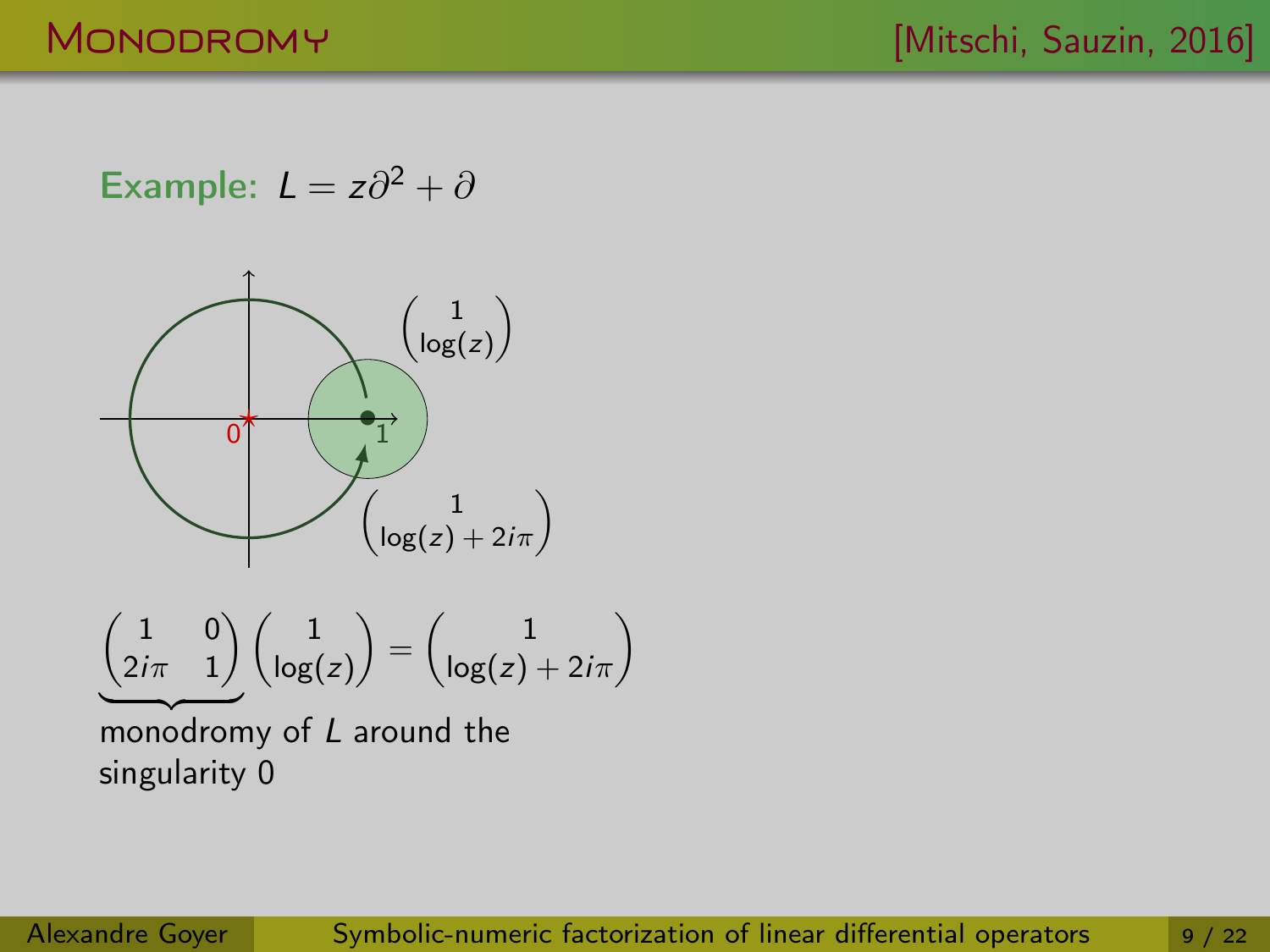## Monodromy

[Mitschi, Sauzin, 2016]

**Example:** $L = z\partial^2 + \partial$

$\begin{pmatrix} 1 \\ \log(z) \end{pmatrix}$

0

1

$\begin{pmatrix} 1 \\ \log(z) + 2i\pi \end{pmatrix}$

$$\underbrace{\begin{pmatrix} 1 & 0 \\ 2i\pi & 1 \end{pmatrix}}_{\text{monodromy of } L \text{ around the singularity } 0} \begin{pmatrix} 1 \\ \log(z) \end{pmatrix} = \begin{pmatrix} 1 \\ \log(z) + 2i\pi \end{pmatrix}$$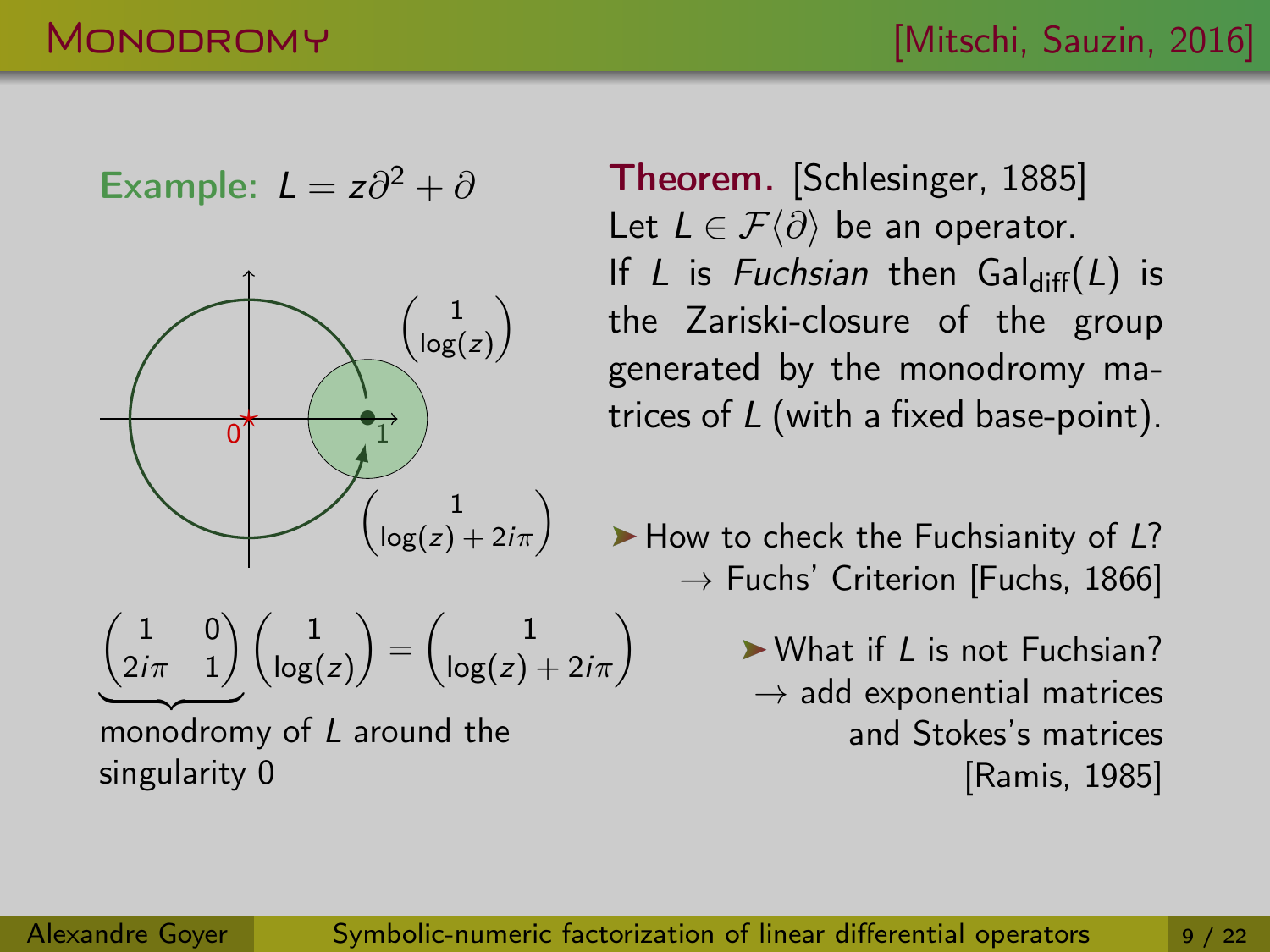## Monodromy

[Mitschi, Sauzin, 2016]

**Example:** $L = z\partial^2 + \partial$

$\begin{pmatrix} 1 \\ \log(z) \end{pmatrix}$

$\begin{pmatrix} 1 \\ \log(z) + 2i\pi \end{pmatrix}$

$$\underbrace{\begin{pmatrix} 1 & 0 \\ 2i\pi & 1 \end{pmatrix}}\begin{pmatrix} 1 \\ \log(z) \end{pmatrix} = \begin{pmatrix} 1 \\ \log(z) + 2i\pi \end{pmatrix}$$

monodromy of $L$ around the singularity 0

**Theorem.** [Schlesinger, 1885]
Let $L \in \mathcal{F}\langle\partial\rangle$ be an operator.
If $L$ is *Fuchsian* then $\mathrm{Gal}_{\mathrm{diff}}(L)$ is the Zariski-closure of the group generated by the monodromy matrices of $L$ (with a fixed base-point).

➤ How to check the Fuchsianity of $L$?
→ Fuchs' Criterion [Fuchs, 1866]

➤ What if $L$ is not Fuchsian?
→ add exponential matrices and Stokes's matrices [Ramis, 1985]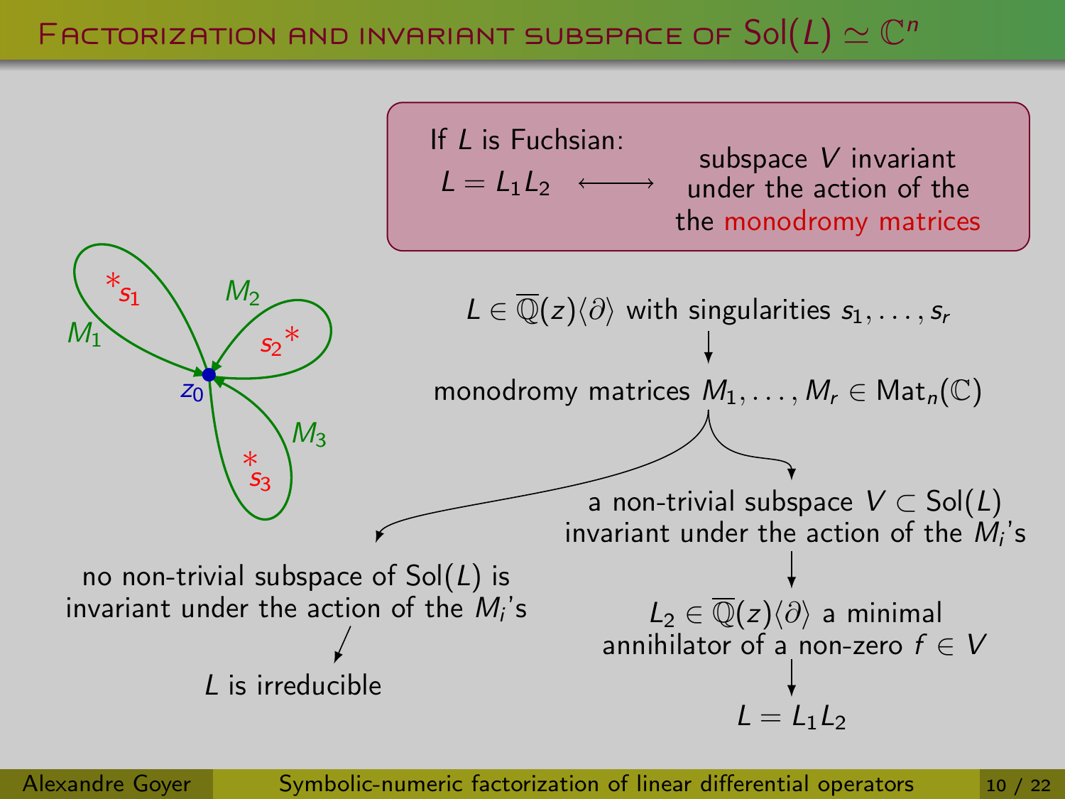# Factorization and invariant subspace of $\mathrm{Sol}(L) \simeq \mathbb{C}^n$

If $L$ is Fuchsian:

$L = L_1 L_2 \quad \longleftrightarrow \quad$ subspace $V$ invariant under the action of the the monodromy matrices

$M_1$, $M_2$, $M_3$, $s_1$, $s_2$, $s_3$, $z_0$

$L \in \overline{\mathbb{Q}}(z)\langle\partial\rangle$ with singularities $s_1, \ldots, s_r$

↓

monodromy matrices $M_1, \ldots, M_r \in \mathrm{Mat}_n(\mathbb{C})$

- no non-trivial subspace of $\mathrm{Sol}(L)$ is invariant under the action of the $M_i$'s
  
  ↓
  
  $L$ is irreducible

- a non-trivial subspace $V \subset \mathrm{Sol}(L)$ invariant under the action of the $M_i$'s
  
  ↓
  
  $L_2 \in \overline{\mathbb{Q}}(z)\langle\partial\rangle$ a minimal annihilator of a non-zero $f \in V$
  
  ↓
  
  $L = L_1 L_2$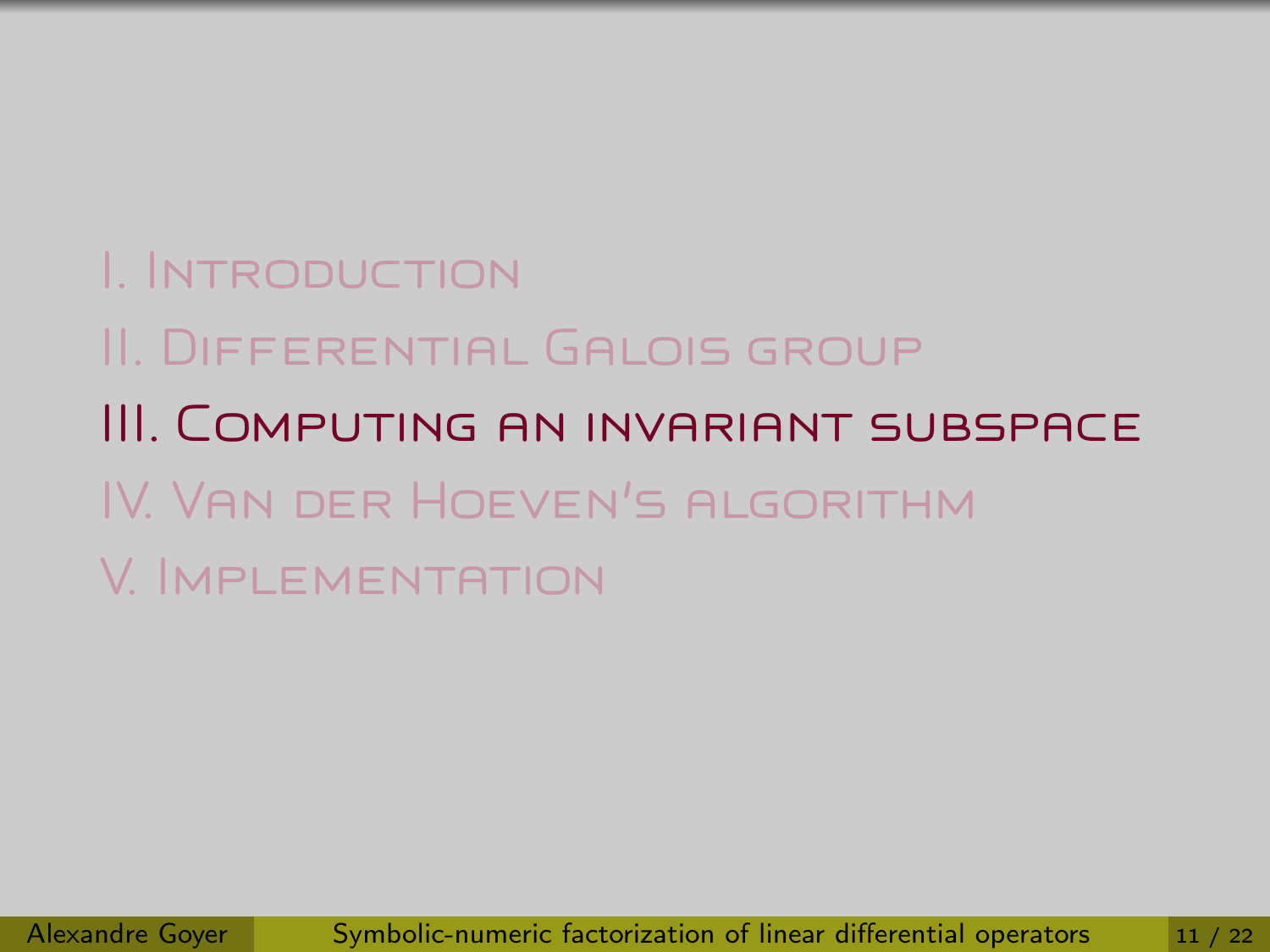I. Introduction

II. Differential Galois group

# III. Computing an invariant subspace

IV. Van der Hoeven's algorithm

V. Implementation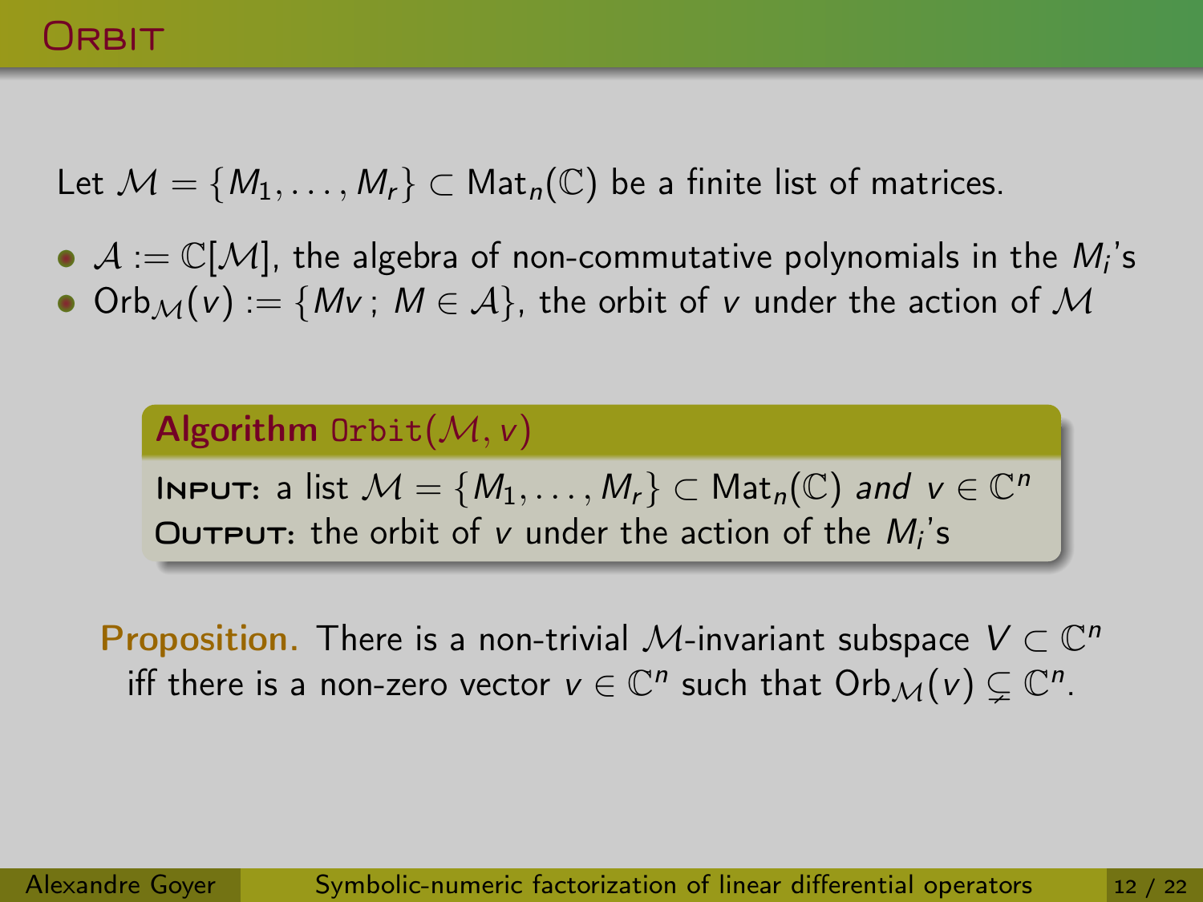# Orbit

Let $\mathcal{M} = \{M_1, \ldots, M_r\} \subset \mathrm{Mat}_n(\mathbb{C})$ be a finite list of matrices.

- $\mathcal{A} := \mathbb{C}[\mathcal{M}]$, the algebra of non-commutative polynomials in the $M_i$'s
- $\mathrm{Orb}_{\mathcal{M}}(v) := \{Mv\,;\, M \in \mathcal{A}\}$, the orbit of $v$ under the action of $\mathcal{M}$

**Algorithm** `Orbit`$(\mathcal{M}, v)$

**Input:** a list $\mathcal{M} = \{M_1, \ldots, M_r\} \subset \mathrm{Mat}_n(\mathbb{C})$ *and* $v \in \mathbb{C}^n$
**Output:** the orbit of $v$ under the action of the $M_i$'s

**Proposition.** There is a non-trivial $\mathcal{M}$-invariant subspace $V \subset \mathbb{C}^n$ iff there is a non-zero vector $v \in \mathbb{C}^n$ such that $\mathrm{Orb}_{\mathcal{M}}(v) \subsetneq \mathbb{C}^n$.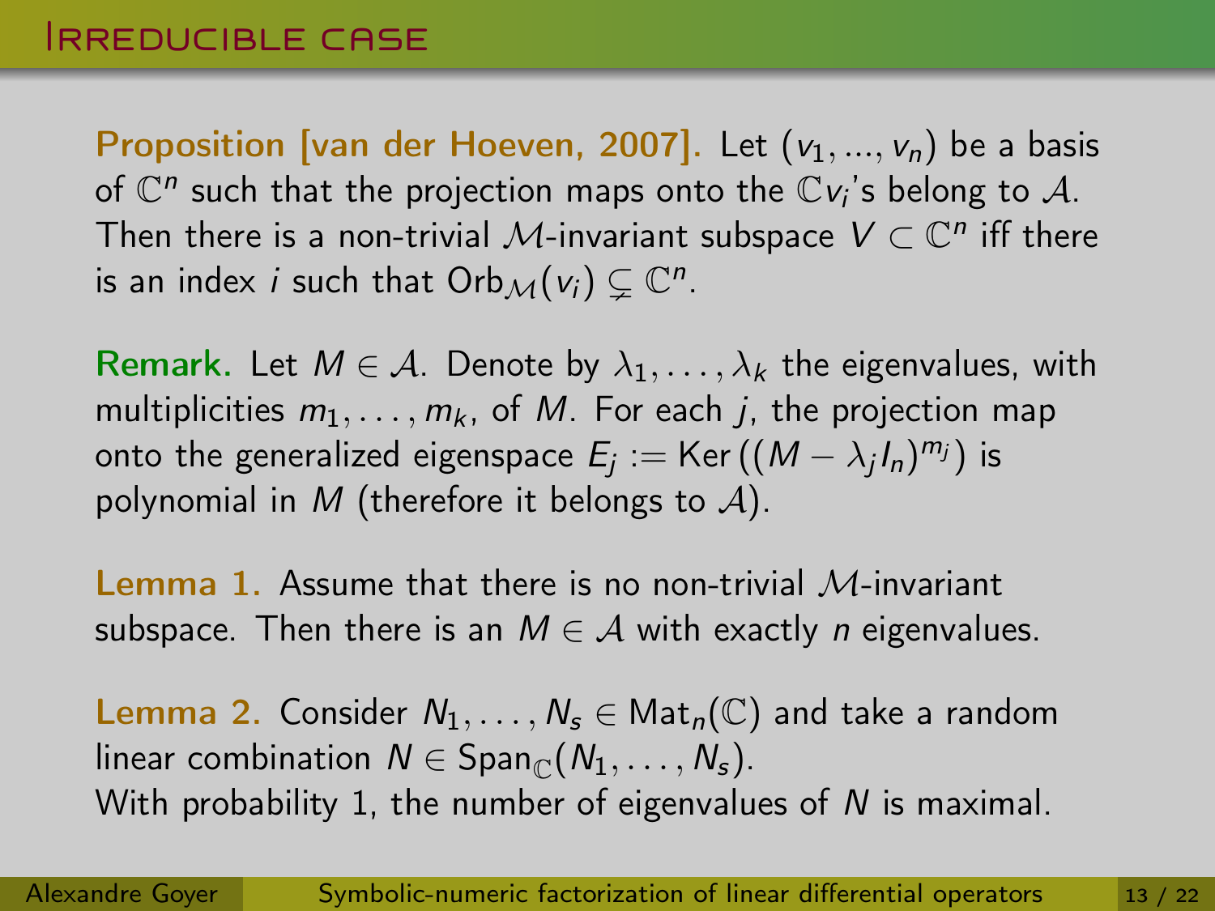# Irreducible case

**Proposition [van der Hoeven, 2007].** Let $(v_1, ..., v_n)$ be a basis of $\mathbb{C}^n$ such that the projection maps onto the $\mathbb{C}v_i$'s belong to $\mathcal{A}$. Then there is a non-trivial $\mathcal{M}$-invariant subspace $V \subset \mathbb{C}^n$ iff there is an index $i$ such that $\mathrm{Orb}_{\mathcal{M}}(v_i) \subsetneq \mathbb{C}^n$.

**Remark.** Let $M \in \mathcal{A}$. Denote by $\lambda_1, \ldots, \lambda_k$ the eigenvalues, with multiplicities $m_1, \ldots, m_k$, of $M$. For each $j$, the projection map onto the generalized eigenspace $E_j := \mathrm{Ker}\left((M - \lambda_j I_n)^{m_j}\right)$ is polynomial in $M$ (therefore it belongs to $\mathcal{A}$).

**Lemma 1.** Assume that there is no non-trivial $\mathcal{M}$-invariant subspace. Then there is an $M \in \mathcal{A}$ with exactly $n$ eigenvalues.

**Lemma 2.** Consider $N_1, \ldots, N_s \in \mathrm{Mat}_n(\mathbb{C})$ and take a random linear combination $N \in \mathrm{Span}_{\mathbb{C}}(N_1, \ldots, N_s)$.
With probability 1, the number of eigenvalues of $N$ is maximal.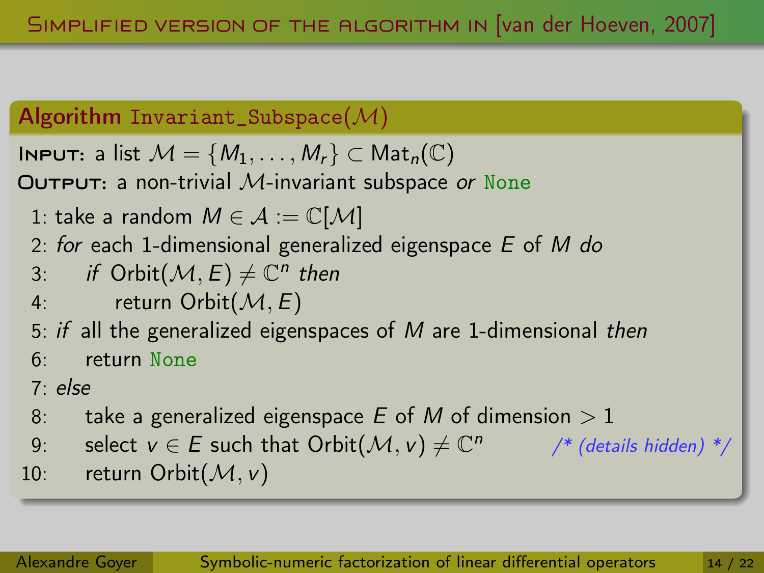# Simplified version of the algorithm in [van der Hoeven, 2007]

**Algorithm** `Invariant_Subspace`$(\mathcal{M})$

**Input:** a list $\mathcal{M} = \{M_1, \ldots, M_r\} \subset \mathrm{Mat}_n(\mathbb{C})$

**Output:** a non-trivial $\mathcal{M}$-invariant subspace *or* `None`

```
 1: take a random M ∈ A := C[M]
 2: for each 1-dimensional generalized eigenspace E of M do
 3:     if Orbit(M, E) ≠ C^n then
 4:         return Orbit(M, E)
 5: if all the generalized eigenspaces of M are 1-dimensional then
 6:     return None
 7: else
 8:     take a generalized eigenspace E of M of dimension > 1
 9:     select v ∈ E such that Orbit(M, v) ≠ C^n        /* (details hidden) */
10:     return Orbit(M, v)
```

1: take a random $M \in \mathcal{A} := \mathbb{C}[\mathcal{M}]$
2: *for* each 1-dimensional generalized eigenspace $E$ of $M$ *do*
3: *if* $\mathrm{Orbit}(\mathcal{M}, E) \neq \mathbb{C}^n$ *then*
4: return $\mathrm{Orbit}(\mathcal{M}, E)$
5: *if* all the generalized eigenspaces of $M$ are 1-dimensional *then*
6: return `None`
7: *else*
8: take a generalized eigenspace $E$ of $M$ of dimension $> 1$
9: select $v \in E$ such that $\mathrm{Orbit}(\mathcal{M}, v) \neq \mathbb{C}^n$ */\* (details hidden) \*/*
10: return $\mathrm{Orbit}(\mathcal{M}, v)$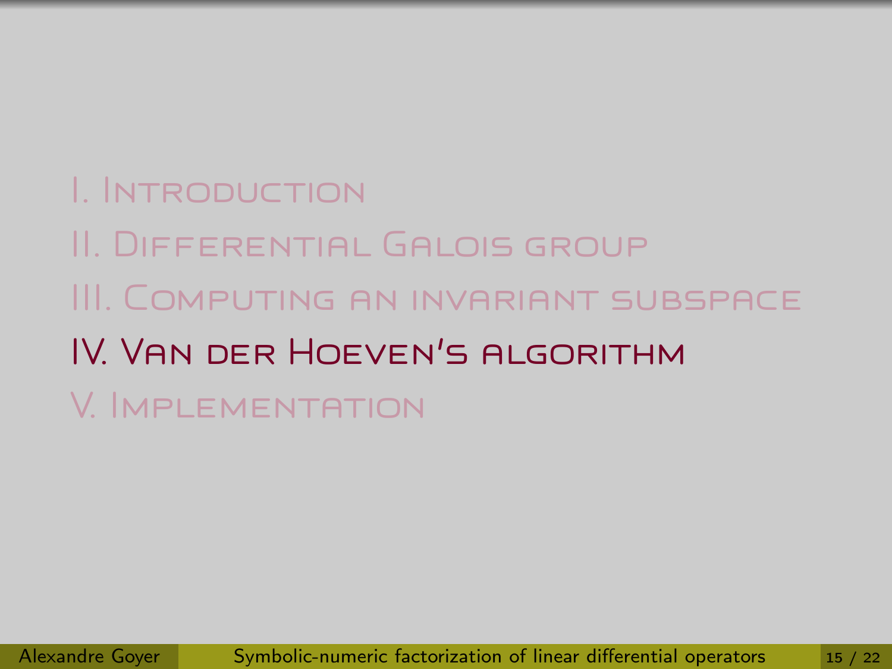I. Introduction

II. Differential Galois group

III. Computing an invariant subspace

## IV. Van der Hoeven's algorithm

V. Implementation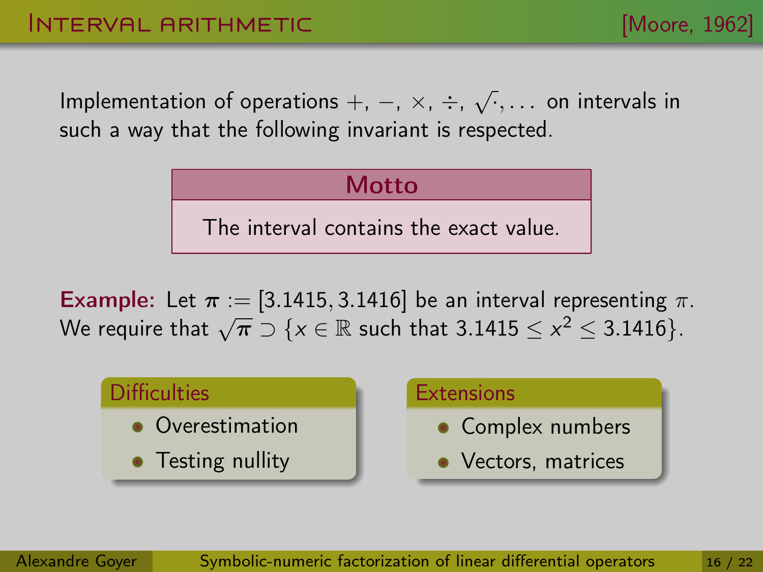# Interval arithmetic

[Moore, 1962]

Implementation of operations $+$, $-$, $\times$, $\div$, $\sqrt{\cdot}$, $\ldots$ on intervals in such a way that the following invariant is respected.

**Motto**

The interval contains the exact value.

**Example:** Let $\boldsymbol{\pi} := [3.1415, 3.1416]$ be an interval representing $\pi$. We require that $\sqrt{\boldsymbol{\pi}} \supset \{x \in \mathbb{R} \text{ such that } 3.1415 \leq x^2 \leq 3.1416\}$.

**Difficulties**

- Overestimation
- Testing nullity

**Extensions**

- Complex numbers
- Vectors, matrices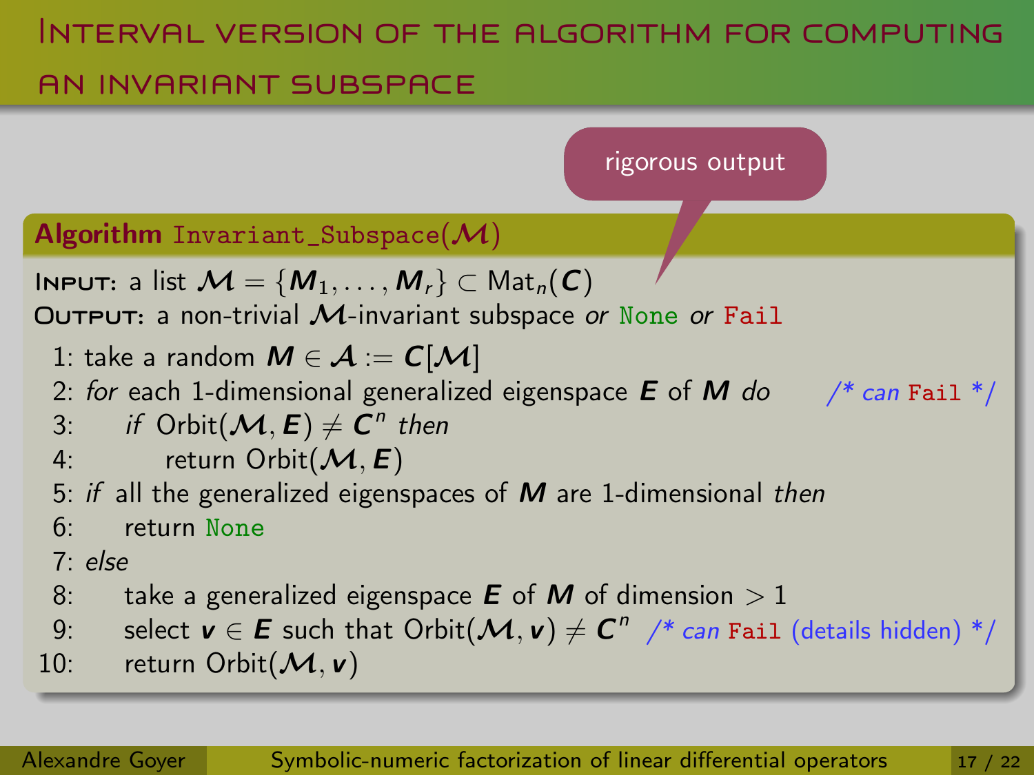# Interval version of the algorithm for computing an invariant subspace

rigorous output

**Algorithm** `Invariant_Subspace`($\mathcal{M}$)

**Input:** a list $\mathcal{M} = \{M_1, \ldots, M_r\} \subset \mathrm{Mat}_n(\mathbb{C})$

**Output:** a non-trivial $\mathcal{M}$-invariant subspace *or* `None` *or* `Fail`

1: take a random $M \in \mathcal{A} := \mathbb{C}[\mathcal{M}]$

2: *for* each 1-dimensional generalized eigenspace $E$ of $M$ *do* /* *can* `Fail` */

3: *if* $\mathrm{Orbit}(\mathcal{M}, E) \neq \mathbb{C}^n$ *then*

4: return $\mathrm{Orbit}(\mathcal{M}, E)$

5: *if* all the generalized eigenspaces of $M$ are 1-dimensional *then*

6: return `None`

7: *else*

8: take a generalized eigenspace $E$ of $M$ of dimension $> 1$

9: select $v \in E$ such that $\mathrm{Orbit}(\mathcal{M}, v) \neq \mathbb{C}^n$ /* *can* `Fail` (details hidden) */

10: return $\mathrm{Orbit}(\mathcal{M}, v)$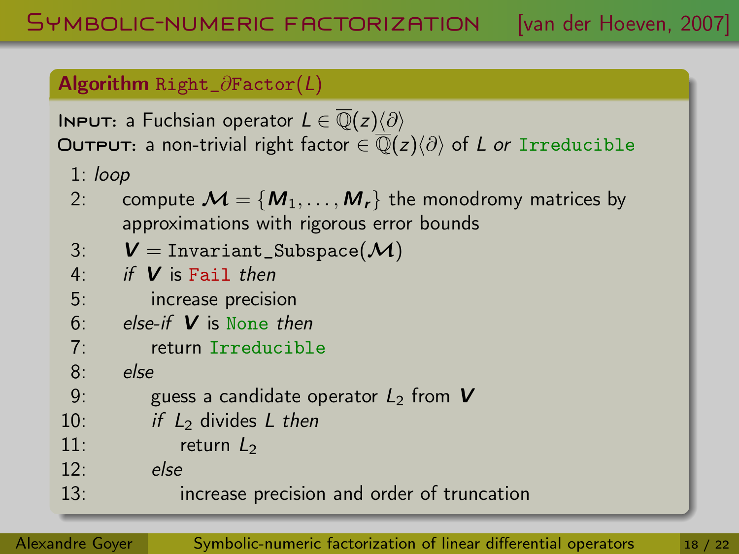# Symbolic-numeric factorization [van der Hoeven, 2007]

**Algorithm** `Right_∂Factor(L)`

**Input:** a Fuchsian operator $L \in \overline{\mathbb{Q}}(z)\langle\partial\rangle$

**Output:** a non-trivial right factor $\in \overline{\mathbb{Q}}(z)\langle\partial\rangle$ of $L$ *or* `Irreducible`

1: *loop*

2: compute $\boldsymbol{\mathcal{M}} = \{\boldsymbol{M}_1, \ldots, \boldsymbol{M}_r\}$ the monodromy matrices by approximations with rigorous error bounds

3: $\boldsymbol{V} =$ `Invariant_Subspace`$(\boldsymbol{\mathcal{M}})$

4: *if* $\boldsymbol{V}$ is `Fail` *then*

5: increase precision

6: *else-if* $\boldsymbol{V}$ is `None` *then*

7: return `Irreducible`

8: *else*

9: guess a candidate operator $L_2$ from $\boldsymbol{V}$

10: *if* $L_2$ divides $L$ *then*

11: return $L_2$

12: *else*

13: increase precision and order of truncation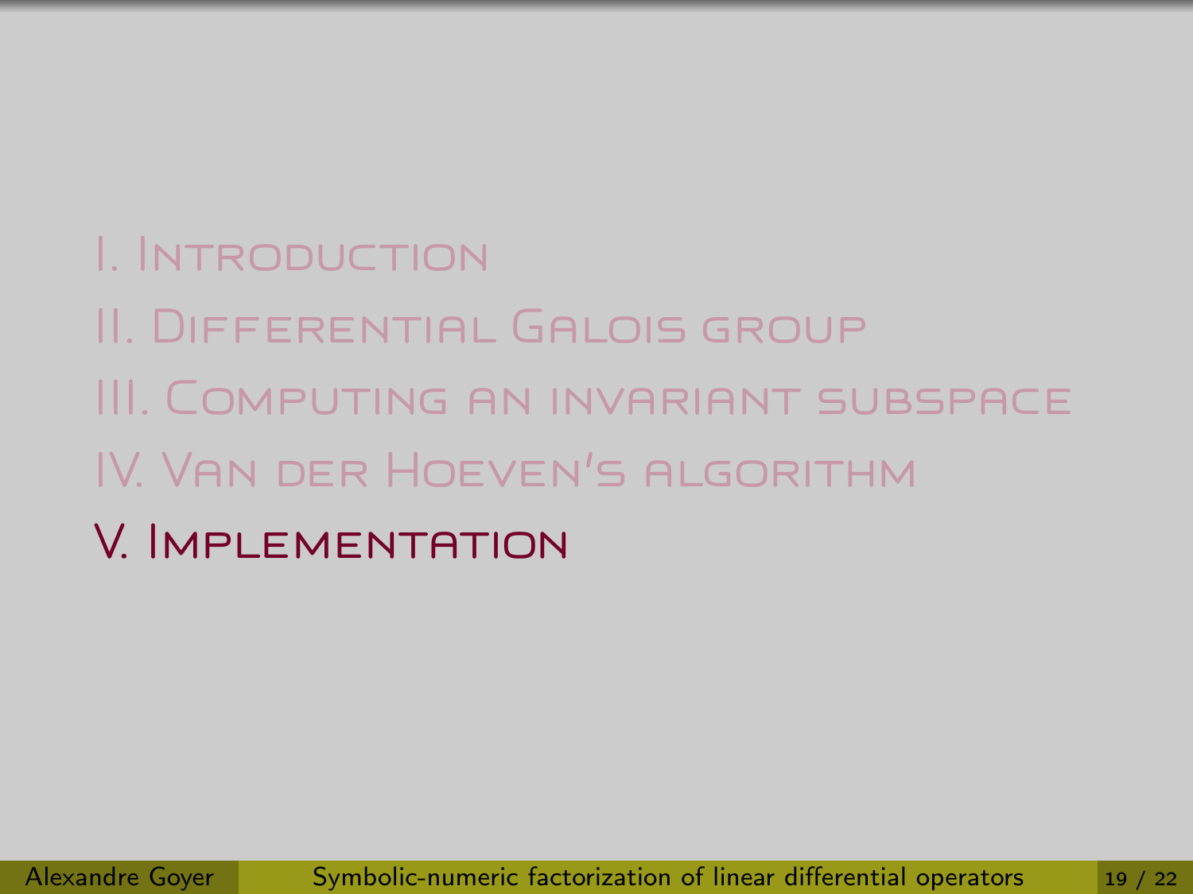I. Introduction

II. Differential Galois group

III. Computing an invariant subspace

IV. Van der Hoeven's algorithm

## V. Implementation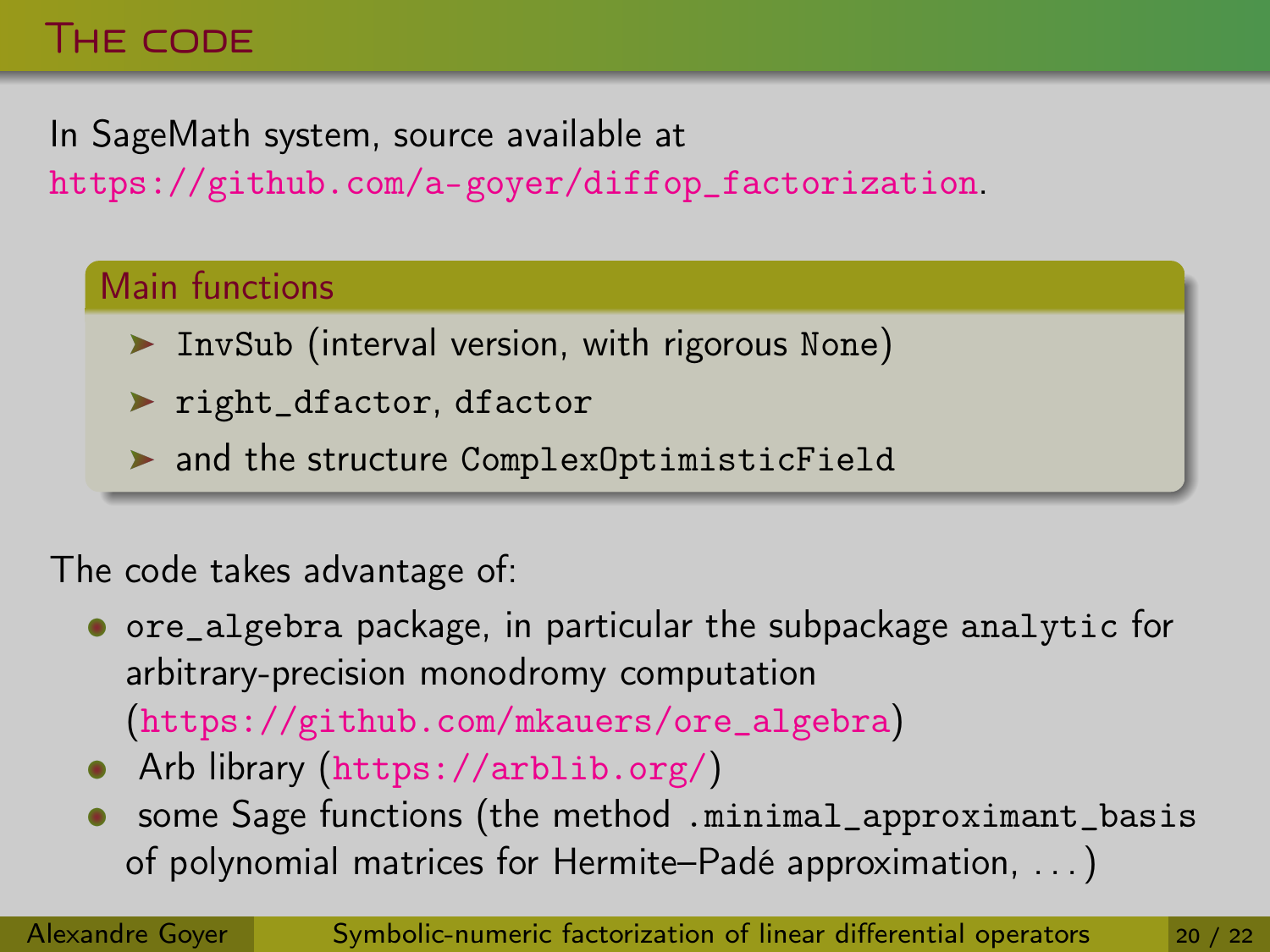# The code

In SageMath system, source available at https://github.com/a-goyer/diffop_factorization.

## Main functions

- `InvSub` (interval version, with rigorous `None`)
- `right_dfactor`, `dfactor`
- and the structure `ComplexOptimisticField`

The code takes advantage of:

- `ore_algebra` package, in particular the subpackage `analytic` for arbitrary-precision monodromy computation (https://github.com/mkauers/ore_algebra)
- Arb library (https://arblib.org/)
- some Sage functions (the method `.minimal_approximant_basis` of polynomial matrices for Hermite–Padé approximation, ...)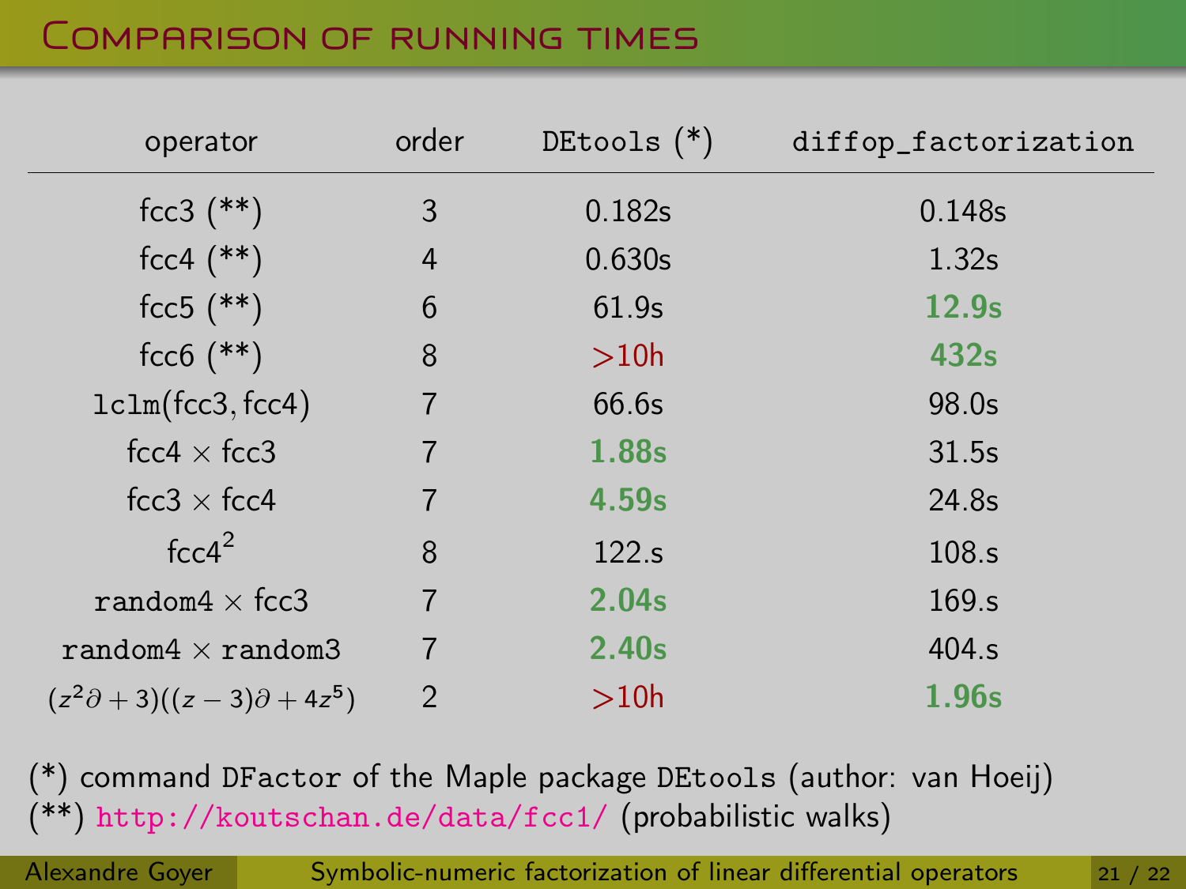# Comparison of running times

| operator | order | DEtools (*) | diffop_factorization |
|---|---|---|---|
| fcc3 (**) | 3 | 0.182s | 0.148s |
| fcc4 (**) | 4 | 0.630s | 1.32s |
| fcc5 (**) | 6 | 61.9s | **12.9s** |
| fcc6 (**) | 8 | >10h | **432s** |
| lclm(fcc3, fcc4) | 7 | 66.6s | 98.0s |
| fcc4 × fcc3 | 7 | **1.88s** | 31.5s |
| fcc3 × fcc4 | 7 | **4.59s** | 24.8s |
| $\text{fcc4}^2$ | 8 | 122.s | 108.s |
| random4 × fcc3 | 7 | **2.04s** | 169.s |
| random4 × random3 | 7 | **2.40s** | 404.s |
| $(z^2\partial + 3)((z-3)\partial + 4z^5)$ | 2 | >10h | **1.96s** |

(*) command DFactor of the Maple package DEtools (author: van Hoeij)
(**) http://koutschan.de/data/fcc1/ (probabilistic walks)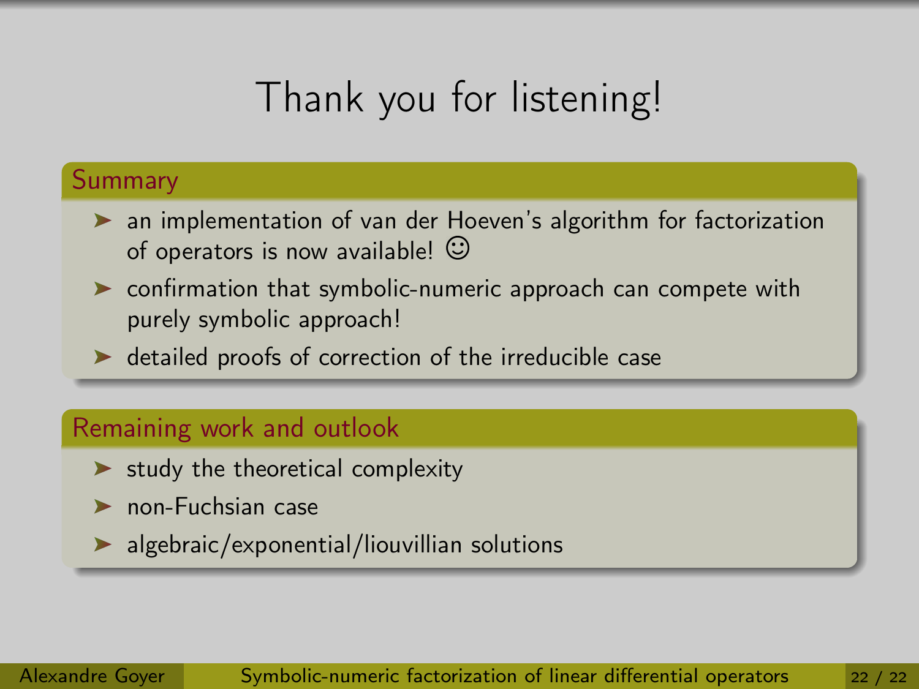# Thank you for listening!

## Summary

- an implementation of van der Hoeven's algorithm for factorization of operators is now available! ☺
- confirmation that symbolic-numeric approach can compete with purely symbolic approach!
- detailed proofs of correction of the irreducible case

## Remaining work and outlook

- study the theoretical complexity
- non-Fuchsian case
- algebraic/exponential/liouvillian solutions